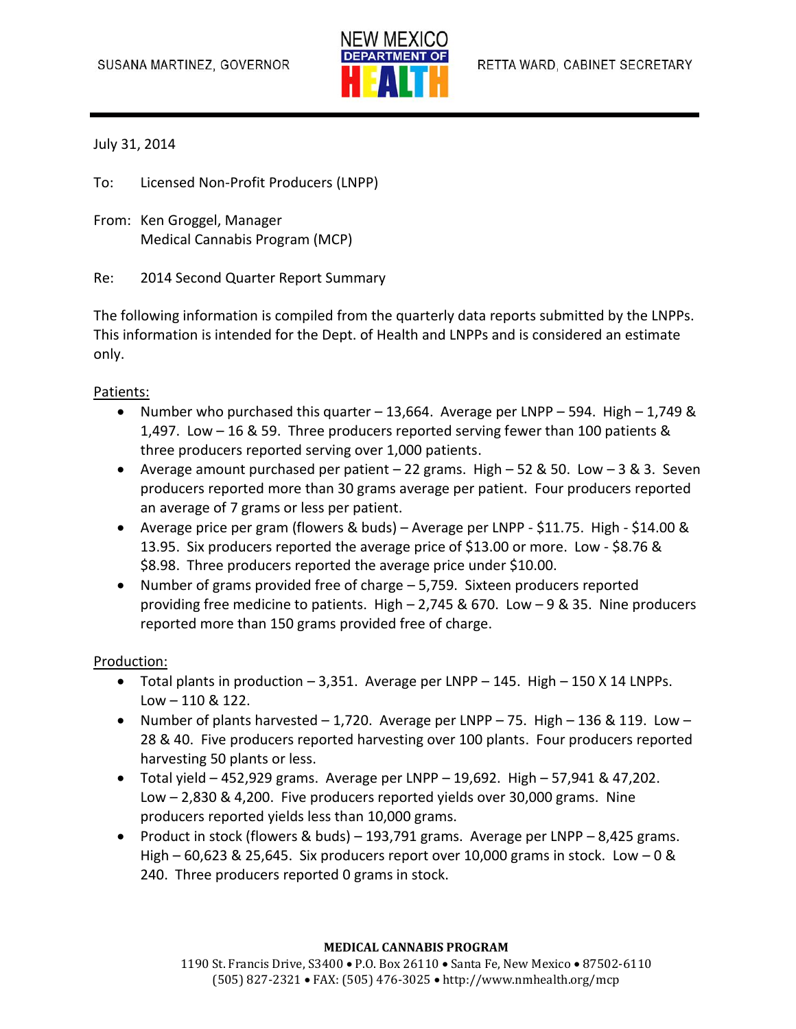SUSANA MARTINEZ, GOVERNOR

NEW MEXICO DEPARTMENT OF HEALTH

RETTA WARD, CABINET SECRETARY

July 31, 2014

To: Licensed Non-Profit Producers (LNPP)

From: Ken Groggel, Manager
Medical Cannabis Program (MCP)

Re: 2014 Second Quarter Report Summary

The following information is compiled from the quarterly data reports submitted by the LNPPs. This information is intended for the Dept. of Health and LNPPs and is considered an estimate only.

Patients:

- Number who purchased this quarter – 13,664. Average per LNPP – 594. High – 1,749 & 1,497. Low – 16 & 59. Three producers reported serving fewer than 100 patients & three producers reported serving over 1,000 patients.
- Average amount purchased per patient – 22 grams. High – 52 & 50. Low – 3 & 3. Seven producers reported more than 30 grams average per patient. Four producers reported an average of 7 grams or less per patient.
- Average price per gram (flowers & buds) – Average per LNPP - $11.75. High - $14.00 & 13.95. Six producers reported the average price of $13.00 or more. Low - $8.76 & $8.98. Three producers reported the average price under $10.00.
- Number of grams provided free of charge – 5,759. Sixteen producers reported providing free medicine to patients. High – 2,745 & 670. Low – 9 & 35. Nine producers reported more than 150 grams provided free of charge.

Production:

- Total plants in production – 3,351. Average per LNPP – 145. High – 150 X 14 LNPPs. Low – 110 & 122.
- Number of plants harvested – 1,720. Average per LNPP – 75. High – 136 & 119. Low – 28 & 40. Five producers reported harvesting over 100 plants. Four producers reported harvesting 50 plants or less.
- Total yield – 452,929 grams. Average per LNPP – 19,692. High – 57,941 & 47,202. Low – 2,830 & 4,200. Five producers reported yields over 30,000 grams. Nine producers reported yields less than 10,000 grams.
- Product in stock (flowers & buds) – 193,791 grams. Average per LNPP – 8,425 grams. High – 60,623 & 25,645. Six producers report over 10,000 grams in stock. Low – 0 & 240. Three producers reported 0 grams in stock.

**MEDICAL CANNABIS PROGRAM**
1190 St. Francis Drive, S3400 • P.O. Box 26110 • Santa Fe, New Mexico • 87502-6110
(505) 827-2321 • FAX: (505) 476-3025 • http://www.nmhealth.org/mcp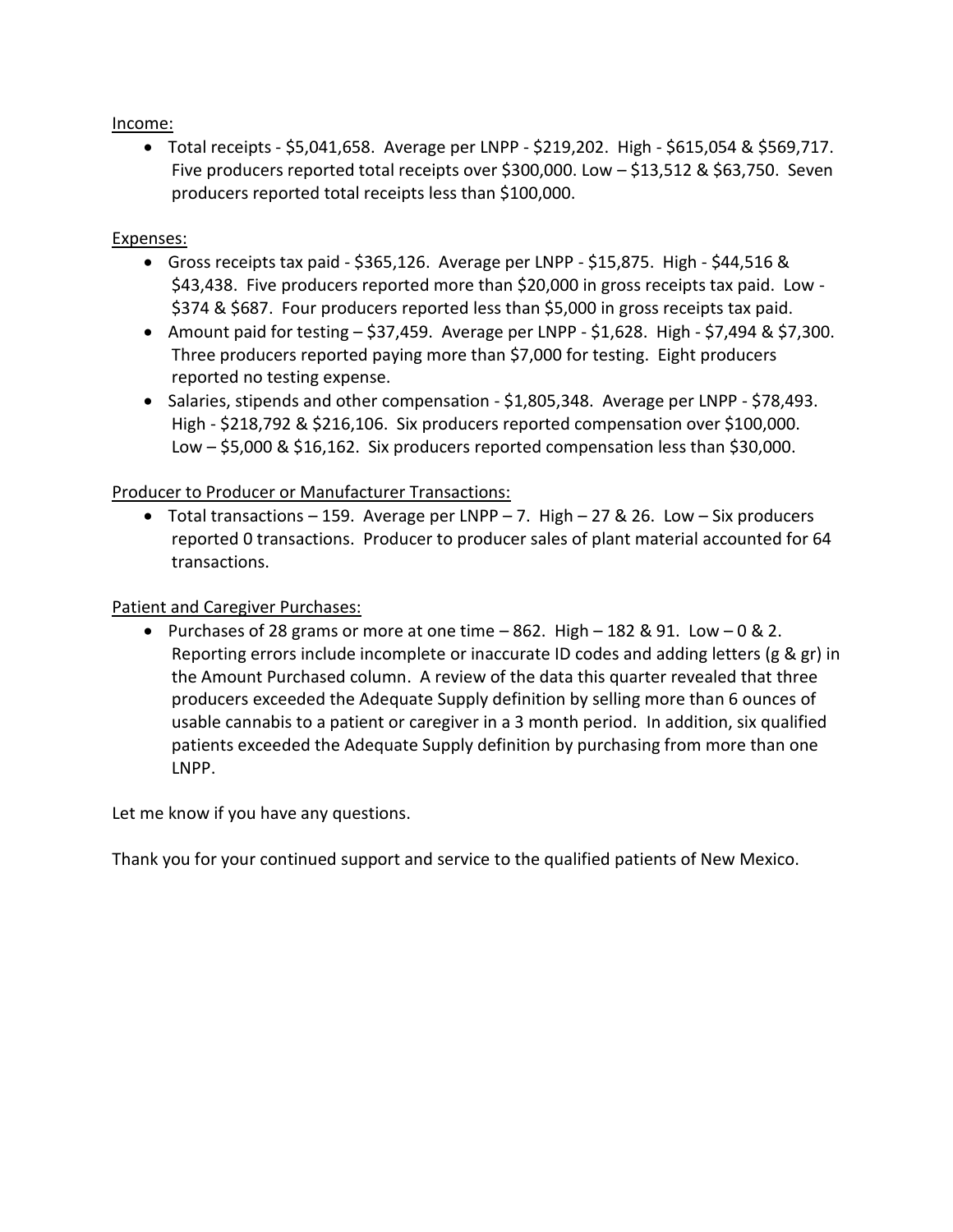Income:

- Total receipts - $5,041,658. Average per LNPP - $219,202. High - $615,054 & $569,717. Five producers reported total receipts over $300,000. Low – $13,512 & $63,750. Seven producers reported total receipts less than $100,000.

Expenses:

- Gross receipts tax paid - $365,126. Average per LNPP - $15,875. High - $44,516 & $43,438. Five producers reported more than $20,000 in gross receipts tax paid. Low - $374 & $687. Four producers reported less than $5,000 in gross receipts tax paid.
- Amount paid for testing – $37,459. Average per LNPP - $1,628. High - $7,494 & $7,300. Three producers reported paying more than $7,000 for testing. Eight producers reported no testing expense.
- Salaries, stipends and other compensation - $1,805,348. Average per LNPP - $78,493. High - $218,792 & $216,106. Six producers reported compensation over $100,000. Low – $5,000 & $16,162. Six producers reported compensation less than $30,000.

Producer to Producer or Manufacturer Transactions:

- Total transactions – 159. Average per LNPP – 7. High – 27 & 26. Low – Six producers reported 0 transactions. Producer to producer sales of plant material accounted for 64 transactions.

Patient and Caregiver Purchases:

- Purchases of 28 grams or more at one time – 862. High – 182 & 91. Low – 0 & 2. Reporting errors include incomplete or inaccurate ID codes and adding letters (g & gr) in the Amount Purchased column. A review of the data this quarter revealed that three producers exceeded the Adequate Supply definition by selling more than 6 ounces of usable cannabis to a patient or caregiver in a 3 month period. In addition, six qualified patients exceeded the Adequate Supply definition by purchasing from more than one LNPP.

Let me know if you have any questions.

Thank you for your continued support and service to the qualified patients of New Mexico.